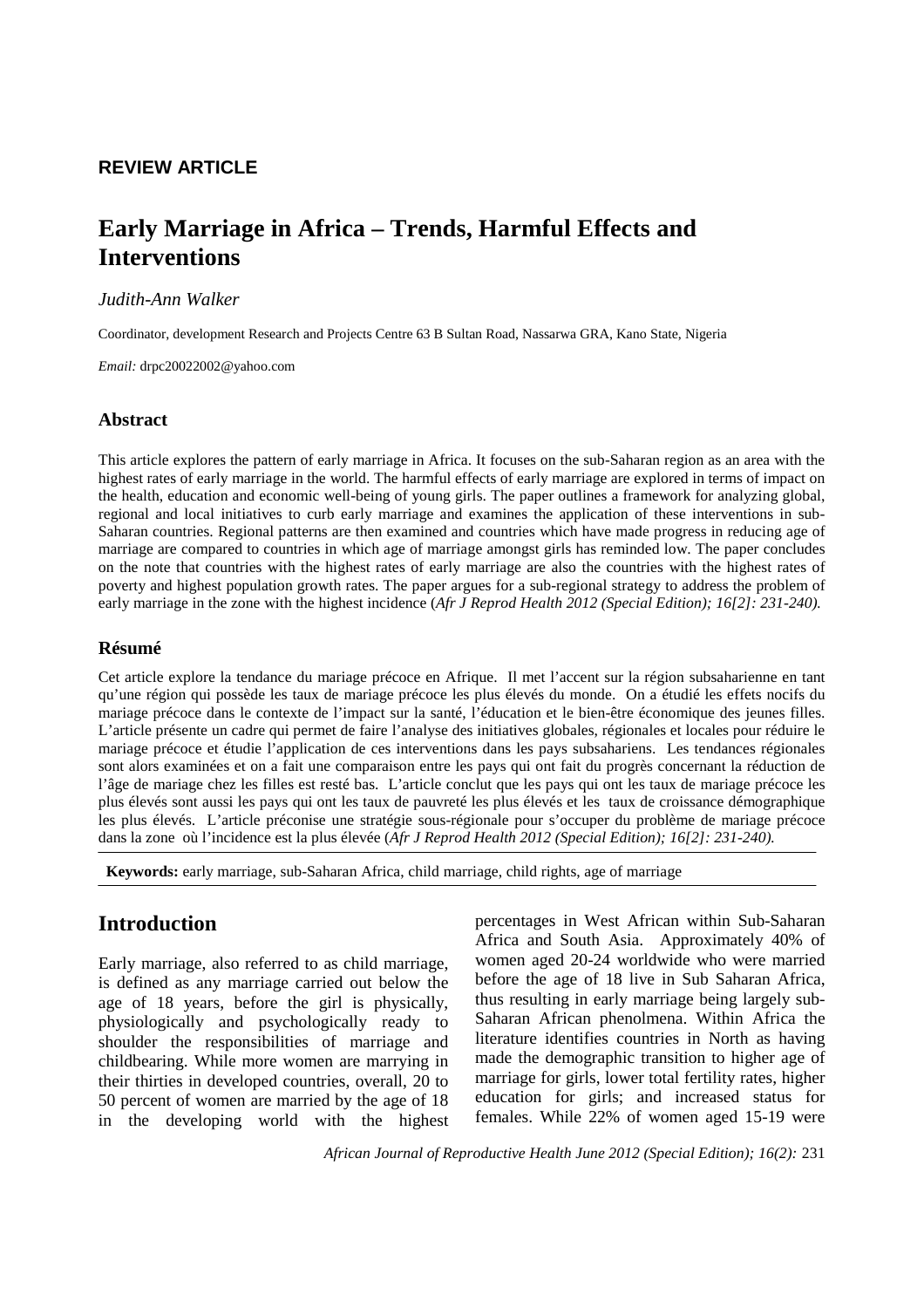**REVIEW ARTICLE**

# Early Marriage in Africa – Trends, Harmful Effects and Interventions

*Judith-Ann Walker*

Coordinator, development Research and Projects Centre 63 B Sultan Road, Nassarwa GRA, Kano State, Nigeria

*Email:* drpc20022002@yahoo.com

## Abstract

This article explores the pattern of early marriage in Africa. It focuses on the sub-Saharan region as an area with the highest rates of early marriage in the world. The harmful effects of early marriage are explored in terms of impact on the health, education and economic well-being of young girls. The paper outlines a framework for analyzing global, regional and local initiatives to curb early marriage and examines the application of these interventions in sub-Saharan countries. Regional patterns are then examined and countries which have made progress in reducing age of marriage are compared to countries in which age of marriage amongst girls has reminded low. The paper concludes on the note that countries with the highest rates of early marriage are also the countries with the highest rates of poverty and highest population growth rates. The paper argues for a sub-regional strategy to address the problem of early marriage in the zone with the highest incidence (*Afr J Reprod Health 2012 (Special Edition); 16[2]: 231-240).*

## Résumé

Cet article explore la tendance du mariage précoce en Afrique. Il met l'accent sur la région subsaharienne en tant qu'une région qui possède les taux de mariage précoce les plus élevés du monde. On a étudié les effets nocifs du mariage précoce dans le contexte de l'impact sur la santé, l'éducation et le bien-être économique des jeunes filles. L'article présente un cadre qui permet de faire l'analyse des initiatives globales, régionales et locales pour réduire le mariage précoce et étudie l'application de ces interventions dans les pays subsahariens. Les tendances régionales sont alors examinées et on a fait une comparaison entre les pays qui ont fait du progrès concernant la réduction de l'âge de mariage chez les filles est resté bas. L'article conclut que les pays qui ont les taux de mariage précoce les plus élevés sont aussi les pays qui ont les taux de pauvreté les plus élevés et les taux de croissance démographique les plus élevés. L'article préconise une stratégie sous-régionale pour s'occuper du problème de mariage précoce dans la zone où l'incidence est la plus élevée (*Afr J Reprod Health 2012 (Special Edition); 16[2]: 231-240).*

**Keywords:** early marriage, sub-Saharan Africa, child marriage, child rights, age of marriage

## Introduction

Early marriage, also referred to as child marriage, is defined as any marriage carried out below the age of 18 years, before the girl is physically, physiologically and psychologically ready to shoulder the responsibilities of marriage and childbearing. While more women are marrying in their thirties in developed countries, overall, 20 to 50 percent of women are married by the age of 18 in the developing world with the highest percentages in West African within Sub-Saharan Africa and South Asia. Approximately 40% of women aged 20-24 worldwide who were married before the age of 18 live in Sub Saharan Africa, thus resulting in early marriage being largely sub-Saharan African phenolmena. Within Africa the literature identifies countries in North as having made the demographic transition to higher age of marriage for girls, lower total fertility rates, higher education for girls; and increased status for females. While 22% of women aged 15-19 were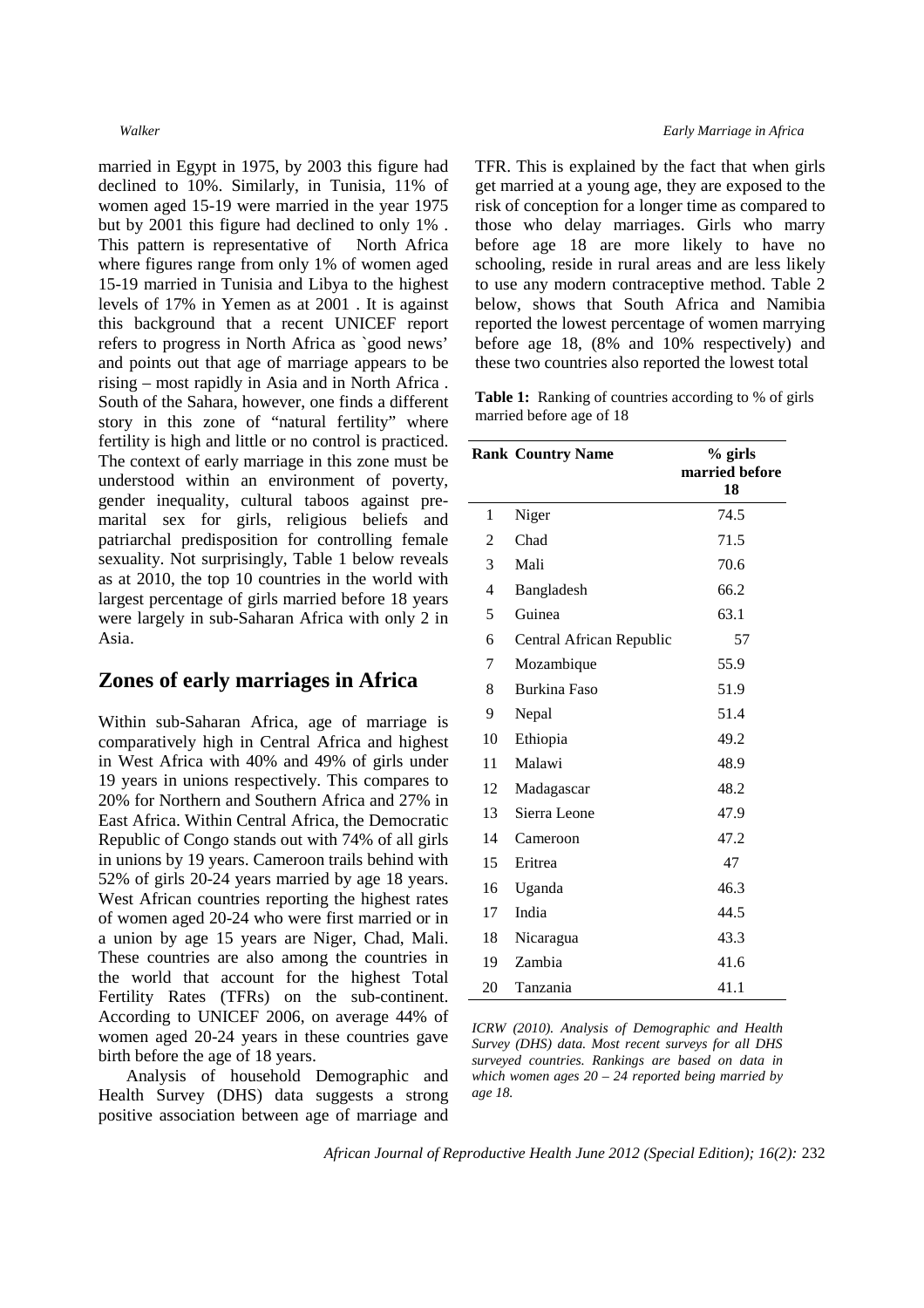married in Egypt in 1975, by 2003 this figure had declined to 10%. Similarly, in Tunisia, 11% of women aged 15-19 were married in the year 1975 but by 2001 this figure had declined to only 1% . This pattern is representative of North Africa where figures range from only 1% of women aged 15-19 married in Tunisia and Libya to the highest levels of 17% in Yemen as at 2001 . It is against this background that a recent UNICEF report refers to progress in North Africa as `good news' and points out that age of marriage appears to be rising – most rapidly in Asia and in North Africa . South of the Sahara, however, one finds a different story in this zone of "natural fertility" where fertility is high and little or no control is practiced. The context of early marriage in this zone must be understood within an environment of poverty, gender inequality, cultural taboos against pre-marital sex for girls, religious beliefs and patriarchal predisposition for controlling female sexuality. Not surprisingly, Table 1 below reveals as at 2010, the top 10 countries in the world with largest percentage of girls married before 18 years were largely in sub-Saharan Africa with only 2 in Asia.

## Zones of early marriages in Africa

Within sub-Saharan Africa, age of marriage is comparatively high in Central Africa and highest in West Africa with 40% and 49% of girls under 19 years in unions respectively. This compares to 20% for Northern and Southern Africa and 27% in East Africa. Within Central Africa, the Democratic Republic of Congo stands out with 74% of all girls in unions by 19 years. Cameroon trails behind with 52% of girls 20-24 years married by age 18 years. West African countries reporting the highest rates of women aged 20-24 who were first married or in a union by age 15 years are Niger, Chad, Mali. These countries are also among the countries in the world that account for the highest Total Fertility Rates (TFRs) on the sub-continent. According to UNICEF 2006, on average 44% of women aged 20-24 years in these countries gave birth before the age of 18 years.

Analysis of household Demographic and Health Survey (DHS) data suggests a strong positive association between age of marriage and TFR. This is explained by the fact that when girls get married at a young age, they are exposed to the risk of conception for a longer time as compared to those who delay marriages. Girls who marry before age 18 are more likely to have no schooling, reside in rural areas and are less likely to use any modern contraceptive method. Table 2 below, shows that South Africa and Namibia reported the lowest percentage of women marrying before age 18, (8% and 10% respectively) and these two countries also reported the lowest total

**Table 1:** Ranking of countries according to % of girls married before age of 18

| Rank | Country Name | % girls married before 18 |
|---|---|---|
| 1 | Niger | 74.5 |
| 2 | Chad | 71.5 |
| 3 | Mali | 70.6 |
| 4 | Bangladesh | 66.2 |
| 5 | Guinea | 63.1 |
| 6 | Central African Republic | 57 |
| 7 | Mozambique | 55.9 |
| 8 | Burkina Faso | 51.9 |
| 9 | Nepal | 51.4 |
| 10 | Ethiopia | 49.2 |
| 11 | Malawi | 48.9 |
| 12 | Madagascar | 48.2 |
| 13 | Sierra Leone | 47.9 |
| 14 | Cameroon | 47.2 |
| 15 | Eritrea | 47 |
| 16 | Uganda | 46.3 |
| 17 | India | 44.5 |
| 18 | Nicaragua | 43.3 |
| 19 | Zambia | 41.6 |
| 20 | Tanzania | 41.1 |

*ICRW (2010). Analysis of Demographic and Health Survey (DHS) data. Most recent surveys for all DHS surveyed countries. Rankings are based on data in which women ages 20 – 24 reported being married by age 18.*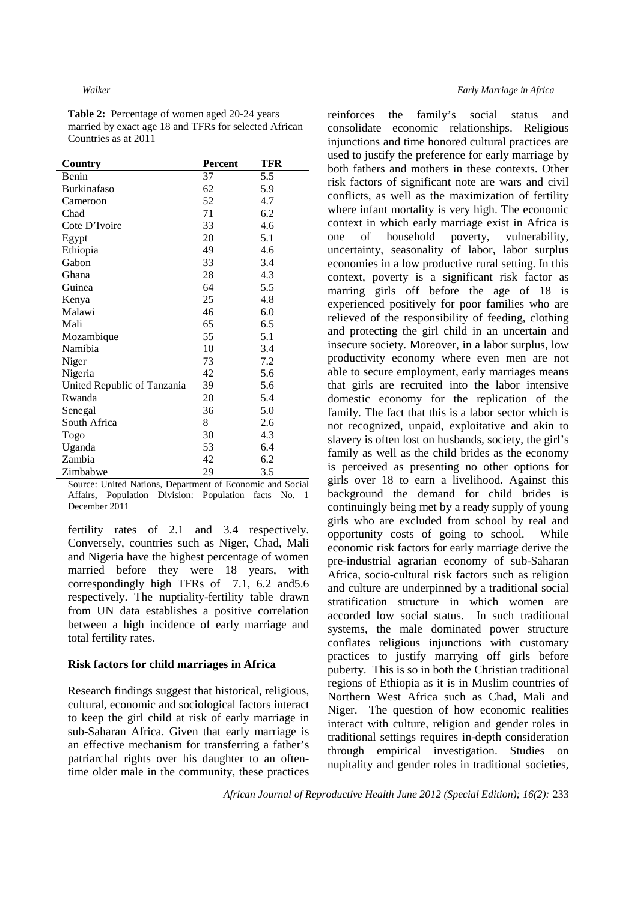**Table 2:** Percentage of women aged 20-24 years married by exact age 18 and TFRs for selected African Countries as at 2011

| Country | Percent | TFR |
|---|---|---|
| Benin | 37 | 5.5 |
| Burkinafaso | 62 | 5.9 |
| Cameroon | 52 | 4.7 |
| Chad | 71 | 6.2 |
| Cote D'Ivoire | 33 | 4.6 |
| Egypt | 20 | 5.1 |
| Ethiopia | 49 | 4.6 |
| Gabon | 33 | 3.4 |
| Ghana | 28 | 4.3 |
| Guinea | 64 | 5.5 |
| Kenya | 25 | 4.8 |
| Malawi | 46 | 6.0 |
| Mali | 65 | 6.5 |
| Mozambique | 55 | 5.1 |
| Namibia | 10 | 3.4 |
| Niger | 73 | 7.2 |
| Nigeria | 42 | 5.6 |
| United Republic of Tanzania | 39 | 5.6 |
| Rwanda | 20 | 5.4 |
| Senegal | 36 | 5.0 |
| South Africa | 8 | 2.6 |
| Togo | 30 | 4.3 |
| Uganda | 53 | 6.4 |
| Zambia | 42 | 6.2 |
| Zimbabwe | 29 | 3.5 |

Source: United Nations, Department of Economic and Social Affairs, Population Division: Population facts No. 1 December 2011

fertility rates of 2.1 and 3.4 respectively. Conversely, countries such as Niger, Chad, Mali and Nigeria have the highest percentage of women married before they were 18 years, with correspondingly high TFRs of 7.1, 6.2 and5.6 respectively. The nuptiality-fertility table drawn from UN data establishes a positive correlation between a high incidence of early marriage and total fertility rates.

## Risk factors for child marriages in Africa

Research findings suggest that historical, religious, cultural, economic and sociological factors interact to keep the girl child at risk of early marriage in sub-Saharan Africa. Given that early marriage is an effective mechanism for transferring a father's patriarchal rights over his daughter to an often-time older male in the community, these practices reinforces the family's social status and consolidate economic relationships. Religious injunctions and time honored cultural practices are used to justify the preference for early marriage by both fathers and mothers in these contexts. Other risk factors of significant note are wars and civil conflicts, as well as the maximization of fertility where infant mortality is very high. The economic context in which early marriage exist in Africa is one of household poverty, vulnerability, uncertainty, seasonality of labor, labor surplus economies in a low productive rural setting. In this context, poverty is a significant risk factor as marring girls off before the age of 18 is experienced positively for poor families who are relieved of the responsibility of feeding, clothing and protecting the girl child in an uncertain and insecure society. Moreover, in a labor surplus, low productivity economy where even men are not able to secure employment, early marriages means that girls are recruited into the labor intensive domestic economy for the replication of the family. The fact that this is a labor sector which is not recognized, unpaid, exploitative and akin to slavery is often lost on husbands, society, the girl's family as well as the child brides as the economy is perceived as presenting no other options for girls over 18 to earn a livelihood. Against this background the demand for child brides is continuingly being met by a ready supply of young girls who are excluded from school by real and opportunity costs of going to school. While economic risk factors for early marriage derive the pre-industrial agrarian economy of sub-Saharan Africa, socio-cultural risk factors such as religion and culture are underpinned by a traditional social stratification structure in which women are accorded low social status. In such traditional systems, the male dominated power structure conflates religious injunctions with customary practices to justify marrying off girls before puberty. This is so in both the Christian traditional regions of Ethiopia as it is in Muslim countries of Northern West Africa such as Chad, Mali and Niger. The question of how economic realities interact with culture, religion and gender roles in traditional settings requires in-depth consideration through empirical investigation. Studies on nupitality and gender roles in traditional societies,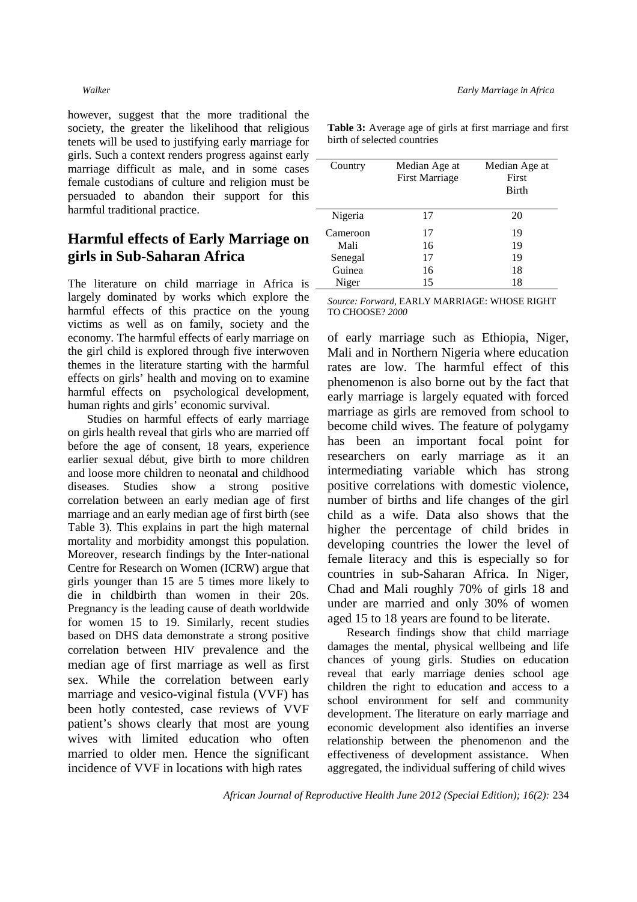however, suggest that the more traditional the society, the greater the likelihood that religious tenets will be used to justifying early marriage for girls. Such a context renders progress against early marriage difficult as male, and in some cases female custodians of culture and religion must be persuaded to abandon their support for this harmful traditional practice.

## Harmful effects of Early Marriage on girls in Sub-Saharan Africa

The literature on child marriage in Africa is largely dominated by works which explore the harmful effects of this practice on the young victims as well as on family, society and the economy. The harmful effects of early marriage on the girl child is explored through five interwoven themes in the literature starting with the harmful effects on girls' health and moving on to examine harmful effects on psychological development, human rights and girls' economic survival.

Studies on harmful effects of early marriage on girls health reveal that girls who are married off before the age of consent, 18 years, experience earlier sexual début, give birth to more children and loose more children to neonatal and childhood diseases. Studies show a strong positive correlation between an early median age of first marriage and an early median age of first birth (see Table 3). This explains in part the high maternal mortality and morbidity amongst this population. Moreover, research findings by the Inter-national Centre for Research on Women (ICRW) argue that girls younger than 15 are 5 times more likely to die in childbirth than women in their 20s. Pregnancy is the leading cause of death worldwide for women 15 to 19. Similarly, recent studies based on DHS data demonstrate a strong positive correlation between HIV prevalence and the median age of first marriage as well as first sex. While the correlation between early marriage and vesico-viginal fistula (VVF) has been hotly contested, case reviews of VVF patient's shows clearly that most are young wives with limited education who often married to older men. Hence the significant incidence of VVF in locations with high rates of early marriage such as Ethiopia, Niger, Mali and in Northern Nigeria where education rates are low. The harmful effect of this phenomenon is also borne out by the fact that early marriage is largely equated with forced marriage as girls are removed from school to become child wives. The feature of polygamy has been an important focal point for researchers on early marriage as it an intermediating variable which has strong positive correlations with domestic violence, number of births and life changes of the girl child as a wife. Data also shows that the higher the percentage of child brides in developing countries the lower the level of female literacy and this is especially so for countries in sub-Saharan Africa. In Niger, Chad and Mali roughly 70% of girls 18 and under are married and only 30% of women aged 15 to 18 years are found to be literate.

**Table 3:** Average age of girls at first marriage and first birth of selected countries

| Country | Median Age at First Marriage | Median Age at First Birth |
|---|---|---|
| Nigeria | 17 | 20 |
| Cameroon | 17 | 19 |
| Mali | 16 | 19 |
| Senegal | 17 | 19 |
| Guinea | 16 | 18 |
| Niger | 15 | 18 |

*Source: Forward,* EARLY MARRIAGE: WHOSE RIGHT TO CHOOSE? *2000*

Research findings show that child marriage damages the mental, physical wellbeing and life chances of young girls. Studies on education reveal that early marriage denies school age children the right to education and access to a school environment for self and community development. The literature on early marriage and economic development also identifies an inverse relationship between the phenomenon and the effectiveness of development assistance. When aggregated, the individual suffering of child wives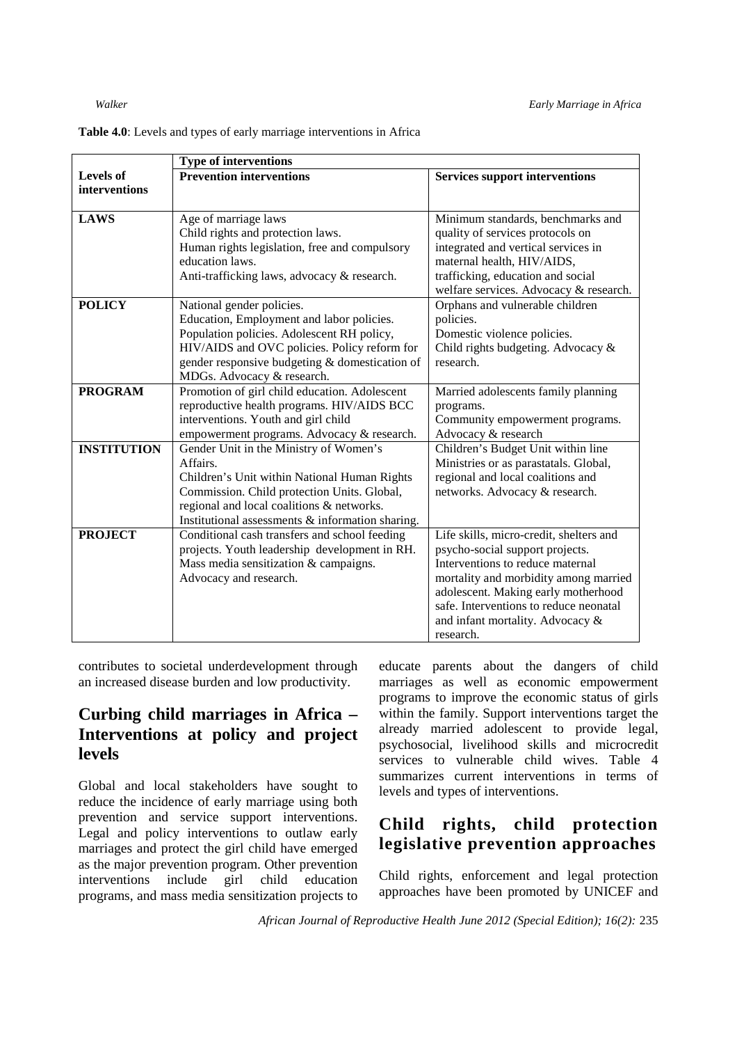**Table 4.0**: Levels and types of early marriage interventions in Africa

| Levels of interventions | Type of interventions | |
|---|---|---|
| | **Prevention interventions** | **Services support interventions** |
| **LAWS** | Age of marriage laws<br>Child rights and protection laws.<br>Human rights legislation, free and compulsory education laws.<br>Anti-trafficking laws, advocacy & research. | Minimum standards, benchmarks and quality of services protocols on integrated and vertical services in maternal health, HIV/AIDS, trafficking, education and social welfare services. Advocacy & research. |
| **POLICY** | National gender policies.<br>Education, Employment and labor policies.<br>Population policies. Adolescent RH policy, HIV/AIDS and OVC policies. Policy reform for gender responsive budgeting & domestication of MDGs. Advocacy & research. | Orphans and vulnerable children policies.<br>Domestic violence policies.<br>Child rights budgeting. Advocacy & research. |
| **PROGRAM** | Promotion of girl child education. Adolescent reproductive health programs. HIV/AIDS BCC interventions. Youth and girl child empowerment programs. Advocacy & research. | Married adolescents family planning programs.<br>Community empowerment programs.<br>Advocacy & research |
| **INSTITUTION** | Gender Unit in the Ministry of Women's Affairs.<br>Children's Unit within National Human Rights Commission. Child protection Units. Global, regional and local coalitions & networks.<br>Institutional assessments & information sharing. | Children's Budget Unit within line Ministries or as parastatals. Global, regional and local coalitions and networks. Advocacy & research. |
| **PROJECT** | Conditional cash transfers and school feeding projects. Youth leadership development in RH.<br>Mass media sensitization & campaigns.<br>Advocacy and research. | Life skills, micro-credit, shelters and psycho-social support projects.<br>Interventions to reduce maternal mortality and morbidity among married adolescent. Making early motherhood safe. Interventions to reduce neonatal and infant mortality. Advocacy & research. |

contributes to societal underdevelopment through an increased disease burden and low productivity.

## Curbing child marriages in Africa – Interventions at policy and project levels

Global and local stakeholders have sought to reduce the incidence of early marriage using both prevention and service support interventions. Legal and policy interventions to outlaw early marriages and protect the girl child have emerged as the major prevention program. Other prevention interventions include girl child education programs, and mass media sensitization projects to educate parents about the dangers of child marriages as well as economic empowerment programs to improve the economic status of girls within the family. Support interventions target the already married adolescent to provide legal, psychosocial, livelihood skills and microcredit services to vulnerable child wives. Table 4 summarizes current interventions in terms of levels and types of interventions.

## Child rights, child protection legislative prevention approaches

Child rights, enforcement and legal protection approaches have been promoted by UNICEF and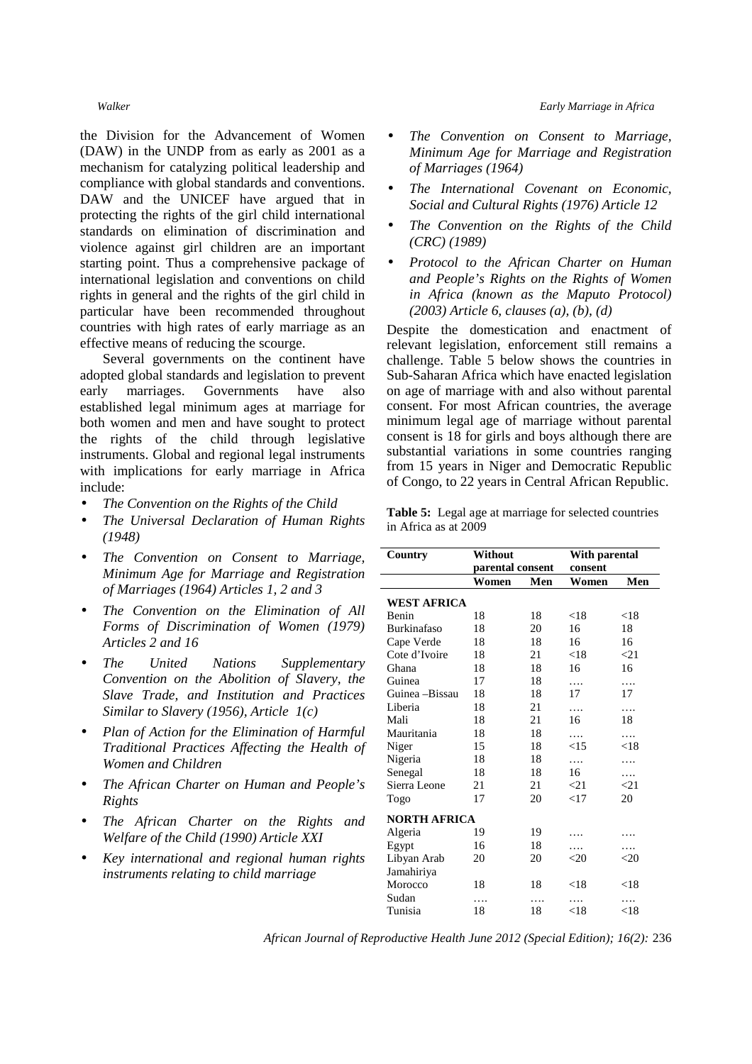the Division for the Advancement of Women (DAW) in the UNDP from as early as 2001 as a mechanism for catalyzing political leadership and compliance with global standards and conventions. DAW and the UNICEF have argued that in protecting the rights of the girl child international standards on elimination of discrimination and violence against girl children are an important starting point. Thus a comprehensive package of international legislation and conventions on child rights in general and the rights of the girl child in particular have been recommended throughout countries with high rates of early marriage as an effective means of reducing the scourge.

Several governments on the continent have adopted global standards and legislation to prevent early marriages. Governments have also established legal minimum ages at marriage for both women and men and have sought to protect the rights of the child through legislative instruments. Global and regional legal instruments with implications for early marriage in Africa include:

- *The Convention on the Rights of the Child*
- *The Universal Declaration of Human Rights (1948)*
- *The Convention on Consent to Marriage, Minimum Age for Marriage and Registration of Marriages (1964) Articles 1, 2 and 3*
- *The Convention on the Elimination of All Forms of Discrimination of Women (1979) Articles 2 and 16*
- *The United Nations Supplementary Convention on the Abolition of Slavery, the Slave Trade, and Institution and Practices Similar to Slavery (1956), Article 1(c)*
- *Plan of Action for the Elimination of Harmful Traditional Practices Affecting the Health of Women and Children*
- *The African Charter on Human and People's Rights*
- *The African Charter on the Rights and Welfare of the Child (1990) Article XXI*
- *Key international and regional human rights instruments relating to child marriage*
- *The Convention on Consent to Marriage, Minimum Age for Marriage and Registration of Marriages (1964)*
- *The International Covenant on Economic, Social and Cultural Rights (1976) Article 12*
- *The Convention on the Rights of the Child (CRC) (1989)*
- *Protocol to the African Charter on Human and People's Rights on the Rights of Women in Africa (known as the Maputo Protocol) (2003) Article 6, clauses (a), (b), (d)*

Despite the domestication and enactment of relevant legislation, enforcement still remains a challenge. Table 5 below shows the countries in Sub-Saharan Africa which have enacted legislation on age of marriage with and also without parental consent. For most African countries, the average minimum legal age of marriage without parental consent is 18 for girls and boys although there are substantial variations in some countries ranging from 15 years in Niger and Democratic Republic of Congo, to 22 years in Central African Republic.

**Table 5:** Legal age at marriage for selected countries in Africa as at 2009

| Country | Without parental consent | | With parental consent | |
|---|---|---|---|---|
| | Women | Men | Women | Men |
| **WEST AFRICA** | | | | |
| Benin | 18 | 18 | <18 | <18 |
| Burkinafaso | 18 | 20 | 16 | 18 |
| Cape Verde | 18 | 18 | 16 | 16 |
| Cote d'Ivoire | 18 | 21 | <18 | <21 |
| Ghana | 18 | 18 | 16 | 16 |
| Guinea | 17 | 18 | …. | …. |
| Guinea –Bissau | 18 | 18 | 17 | 17 |
| Liberia | 18 | 21 | …. | …. |
| Mali | 18 | 21 | 16 | 18 |
| Mauritania | 18 | 18 | …. | …. |
| Niger | 15 | 18 | <15 | <18 |
| Nigeria | 18 | 18 | …. | …. |
| Senegal | 18 | 18 | 16 | …. |
| Sierra Leone | 21 | 21 | <21 | <21 |
| Togo | 17 | 20 | <17 | 20 |
| **NORTH AFRICA** | | | | |
| Algeria | 19 | 19 | …. | …. |
| Egypt | 16 | 18 | …. | …. |
| Libyan Arab Jamahiriya | 20 | 20 | <20 | <20 |
| Morocco | 18 | 18 | <18 | <18 |
| Sudan | …. | …. | …. | …. |
| Tunisia | 18 | 18 | <18 | <18 |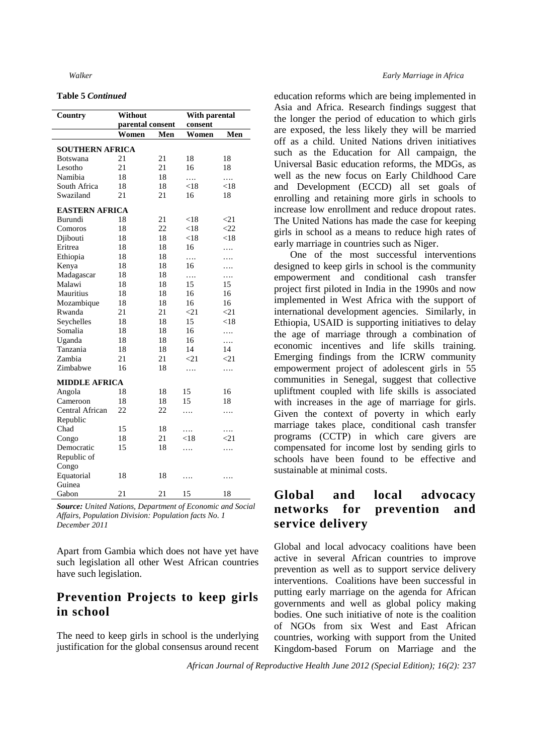**Table 5** ***Continued***

| Country | Without parental consent | | With parental consent | |
|---|---|---|---|---|
| | **Women** | **Men** | **Women** | **Men** |
| **SOUTHERN AFRICA** | | | | |
| Botswana | 21 | 21 | 18 | 18 |
| Lesotho | 21 | 21 | 16 | 18 |
| Namibia | 18 | 18 | …. | …. |
| South Africa | 18 | 18 | <18 | <18 |
| Swaziland | 21 | 21 | 16 | 18 |
| **EASTERN AFRICA** | | | | |
| Burundi | 18 | 21 | <18 | <21 |
| Comoros | 18 | 22 | <18 | <22 |
| Djibouti | 18 | 18 | <18 | <18 |
| Eritrea | 18 | 18 | 16 | …. |
| Ethiopia | 18 | 18 | …. | …. |
| Kenya | 18 | 18 | 16 | …. |
| Madagascar | 18 | 18 | …. | …. |
| Malawi | 18 | 18 | 15 | 15 |
| Mauritius | 18 | 18 | 16 | 16 |
| Mozambique | 18 | 18 | 16 | 16 |
| Rwanda | 21 | 21 | <21 | <21 |
| Seychelles | 18 | 18 | 15 | <18 |
| Somalia | 18 | 18 | 16 | …. |
| Uganda | 18 | 18 | 16 | …. |
| Tanzania | 18 | 18 | 14 | 14 |
| Zambia | 21 | 21 | <21 | <21 |
| Zimbabwe | 16 | 18 | …. | …. |
| **MIDDLE AFRICA** | | | | |
| Angola | 18 | 18 | 15 | 16 |
| Cameroon | 18 | 18 | 15 | 18 |
| Central African Republic | 22 | 22 | …. | …. |
| Chad | 15 | 18 | …. | …. |
| Congo | 18 | 21 | <18 | <21 |
| Democratic Republic of Congo | 15 | 18 | …. | …. |
| Equatorial Guinea | 18 | 18 | …. | …. |
| Gabon | 21 | 21 | 15 | 18 |

***Source:*** *United Nations, Department of Economic and Social Affairs, Population Division: Population facts No. 1 December 2011*

Apart from Gambia which does not have yet have such legislation all other West African countries have such legislation.

## Prevention Projects to keep girls in school

The need to keep girls in school is the underlying justification for the global consensus around recent education reforms which are being implemented in Asia and Africa. Research findings suggest that the longer the period of education to which girls are exposed, the less likely they will be married off as a child. United Nations driven initiatives such as the Education for All campaign, the Universal Basic education reforms, the MDGs, as well as the new focus on Early Childhood Care and Development (ECCD) all set goals of enrolling and retaining more girls in schools to increase low enrollment and reduce dropout rates. The United Nations has made the case for keeping girls in school as a means to reduce high rates of early marriage in countries such as Niger.

One of the most successful interventions designed to keep girls in school is the community empowerment and conditional cash transfer project first piloted in India in the 1990s and now implemented in West Africa with the support of international development agencies. Similarly, in Ethiopia, USAID is supporting initiatives to delay the age of marriage through a combination of economic incentives and life skills training. Emerging findings from the ICRW community empowerment project of adolescent girls in 55 communities in Senegal, suggest that collective upliftment coupled with life skills is associated with increases in the age of marriage for girls. Given the context of poverty in which early marriage takes place, conditional cash transfer programs (CCTP) in which care givers are compensated for income lost by sending girls to schools have been found to be effective and sustainable at minimal costs.

## Global and local advocacy networks for prevention and service delivery

Global and local advocacy coalitions have been active in several African countries to improve prevention as well as to support service delivery interventions. Coalitions have been successful in putting early marriage on the agenda for African governments and well as global policy making bodies. One such initiative of note is the coalition of NGOs from six West and East African countries, working with support from the United Kingdom-based Forum on Marriage and the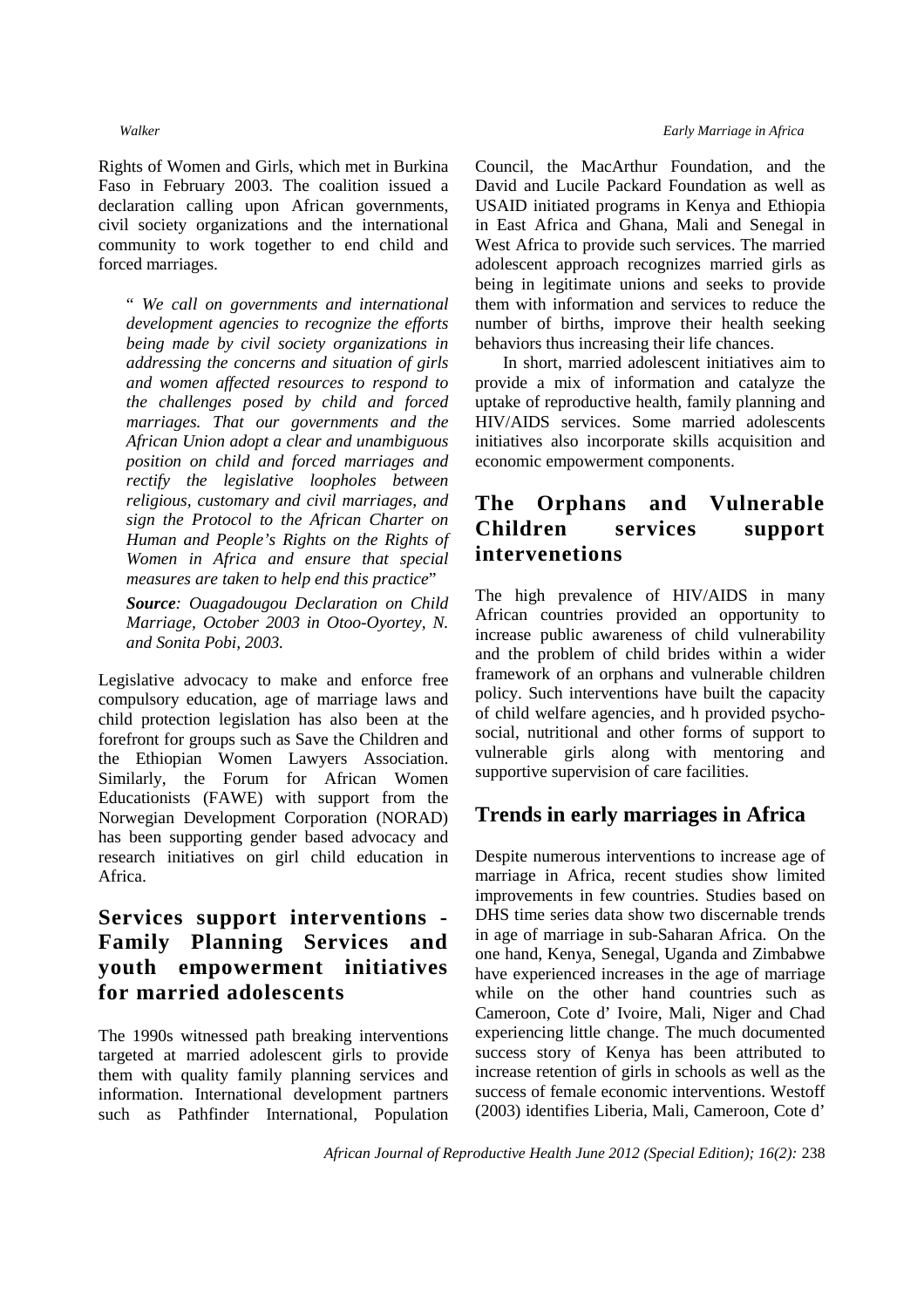Rights of Women and Girls, which met in Burkina Faso in February 2003. The coalition issued a declaration calling upon African governments, civil society organizations and the international community to work together to end child and forced marriages.

> " *We call on governments and international development agencies to recognize the efforts being made by civil society organizations in addressing the concerns and situation of girls and women affected resources to respond to the challenges posed by child and forced marriages. That our governments and the African Union adopt a clear and unambiguous position on child and forced marriages and rectify the legislative loopholes between religious, customary and civil marriages, and sign the Protocol to the African Charter on Human and People's Rights on the Rights of Women in Africa and ensure that special measures are taken to help end this practice*"
>
> ***Source**: Ouagadougou Declaration on Child Marriage, October 2003 in Otoo-Oyortey, N. and Sonita Pobi, 2003.*

Legislative advocacy to make and enforce free compulsory education, age of marriage laws and child protection legislation has also been at the forefront for groups such as Save the Children and the Ethiopian Women Lawyers Association. Similarly, the Forum for African Women Educationists (FAWE) with support from the Norwegian Development Corporation (NORAD) has been supporting gender based advocacy and research initiatives on girl child education in Africa.

## Services support interventions - Family Planning Services and youth empowerment initiatives for married adolescents

The 1990s witnessed path breaking interventions targeted at married adolescent girls to provide them with quality family planning services and information. International development partners such as Pathfinder International, Population Council, the MacArthur Foundation, and the David and Lucile Packard Foundation as well as USAID initiated programs in Kenya and Ethiopia in East Africa and Ghana, Mali and Senegal in West Africa to provide such services. The married adolescent approach recognizes married girls as being in legitimate unions and seeks to provide them with information and services to reduce the number of births, improve their health seeking behaviors thus increasing their life chances.

In short, married adolescent initiatives aim to provide a mix of information and catalyze the uptake of reproductive health, family planning and HIV/AIDS services. Some married adolescents initiatives also incorporate skills acquisition and economic empowerment components.

## The Orphans and Vulnerable Children services support intervenetions

The high prevalence of HIV/AIDS in many African countries provided an opportunity to increase public awareness of child vulnerability and the problem of child brides within a wider framework of an orphans and vulnerable children policy. Such interventions have built the capacity of child welfare agencies, and h provided psycho-social, nutritional and other forms of support to vulnerable girls along with mentoring and supportive supervision of care facilities.

## Trends in early marriages in Africa

Despite numerous interventions to increase age of marriage in Africa, recent studies show limited improvements in few countries. Studies based on DHS time series data show two discernable trends in age of marriage in sub-Saharan Africa. On the one hand, Kenya, Senegal, Uganda and Zimbabwe have experienced increases in the age of marriage while on the other hand countries such as Cameroon, Cote d' Ivoire, Mali, Niger and Chad experiencing little change. The much documented success story of Kenya has been attributed to increase retention of girls in schools as well as the success of female economic interventions. Westoff (2003) identifies Liberia, Mali, Cameroon, Cote d'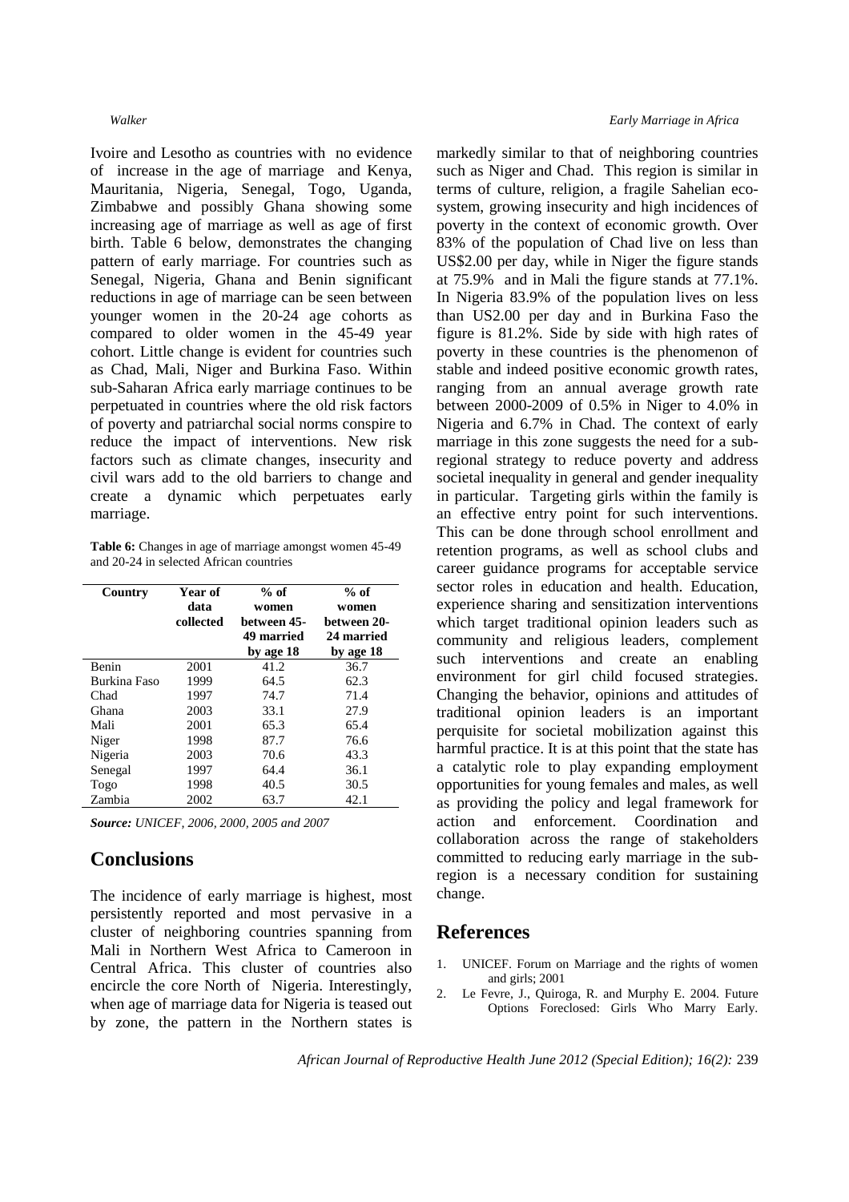Ivoire and Lesotho as countries with no evidence of increase in the age of marriage and Kenya, Mauritania, Nigeria, Senegal, Togo, Uganda, Zimbabwe and possibly Ghana showing some increasing age of marriage as well as age of first birth. Table 6 below, demonstrates the changing pattern of early marriage. For countries such as Senegal, Nigeria, Ghana and Benin significant reductions in age of marriage can be seen between younger women in the 20-24 age cohorts as compared to older women in the 45-49 year cohort. Little change is evident for countries such as Chad, Mali, Niger and Burkina Faso. Within sub-Saharan Africa early marriage continues to be perpetuated in countries where the old risk factors of poverty and patriarchal social norms conspire to reduce the impact of interventions. New risk factors such as climate changes, insecurity and civil wars add to the old barriers to change and create a dynamic which perpetuates early marriage.

**Table 6:** Changes in age of marriage amongst women 45-49 and 20-24 in selected African countries

| Country | Year of data collected | % of women between 45-49 married by age 18 | % of women between 20-24 married by age 18 |
|---|---|---|---|
| Benin | 2001 | 41.2 | 36.7 |
| Burkina Faso | 1999 | 64.5 | 62.3 |
| Chad | 1997 | 74.7 | 71.4 |
| Ghana | 2003 | 33.1 | 27.9 |
| Mali | 2001 | 65.3 | 65.4 |
| Niger | 1998 | 87.7 | 76.6 |
| Nigeria | 2003 | 70.6 | 43.3 |
| Senegal | 1997 | 64.4 | 36.1 |
| Togo | 1998 | 40.5 | 30.5 |
| Zambia | 2002 | 63.7 | 42.1 |

***Source:*** *UNICEF, 2006, 2000, 2005 and 2007*

## Conclusions

The incidence of early marriage is highest, most persistently reported and most pervasive in a cluster of neighboring countries spanning from Mali in Northern West Africa to Cameroon in Central Africa. This cluster of countries also encircle the core North of Nigeria. Interestingly, when age of marriage data for Nigeria is teased out by zone, the pattern in the Northern states is markedly similar to that of neighboring countries such as Niger and Chad. This region is similar in terms of culture, religion, a fragile Sahelian eco-system, growing insecurity and high incidences of poverty in the context of economic growth. Over 83% of the population of Chad live on less than US$2.00 per day, while in Niger the figure stands at 75.9% and in Mali the figure stands at 77.1%. In Nigeria 83.9% of the population lives on less than US2.00 per day and in Burkina Faso the figure is 81.2%. Side by side with high rates of poverty in these countries is the phenomenon of stable and indeed positive economic growth rates, ranging from an annual average growth rate between 2000-2009 of 0.5% in Niger to 4.0% in Nigeria and 6.7% in Chad. The context of early marriage in this zone suggests the need for a sub-regional strategy to reduce poverty and address societal inequality in general and gender inequality in particular. Targeting girls within the family is an effective entry point for such interventions. This can be done through school enrollment and retention programs, as well as school clubs and career guidance programs for acceptable service sector roles in education and health. Education, experience sharing and sensitization interventions which target traditional opinion leaders such as community and religious leaders, complement such interventions and create an enabling environment for girl child focused strategies. Changing the behavior, opinions and attitudes of traditional opinion leaders is an important perquisite for societal mobilization against this harmful practice. It is at this point that the state has a catalytic role to play expanding employment opportunities for young females and males, as well as providing the policy and legal framework for action and enforcement. Coordination and collaboration across the range of stakeholders committed to reducing early marriage in the sub-region is a necessary condition for sustaining change.

## References

1. UNICEF. Forum on Marriage and the rights of women and girls; 2001
2. Le Fevre, J., Quiroga, R. and Murphy E. 2004. Future Options Foreclosed: Girls Who Marry Early.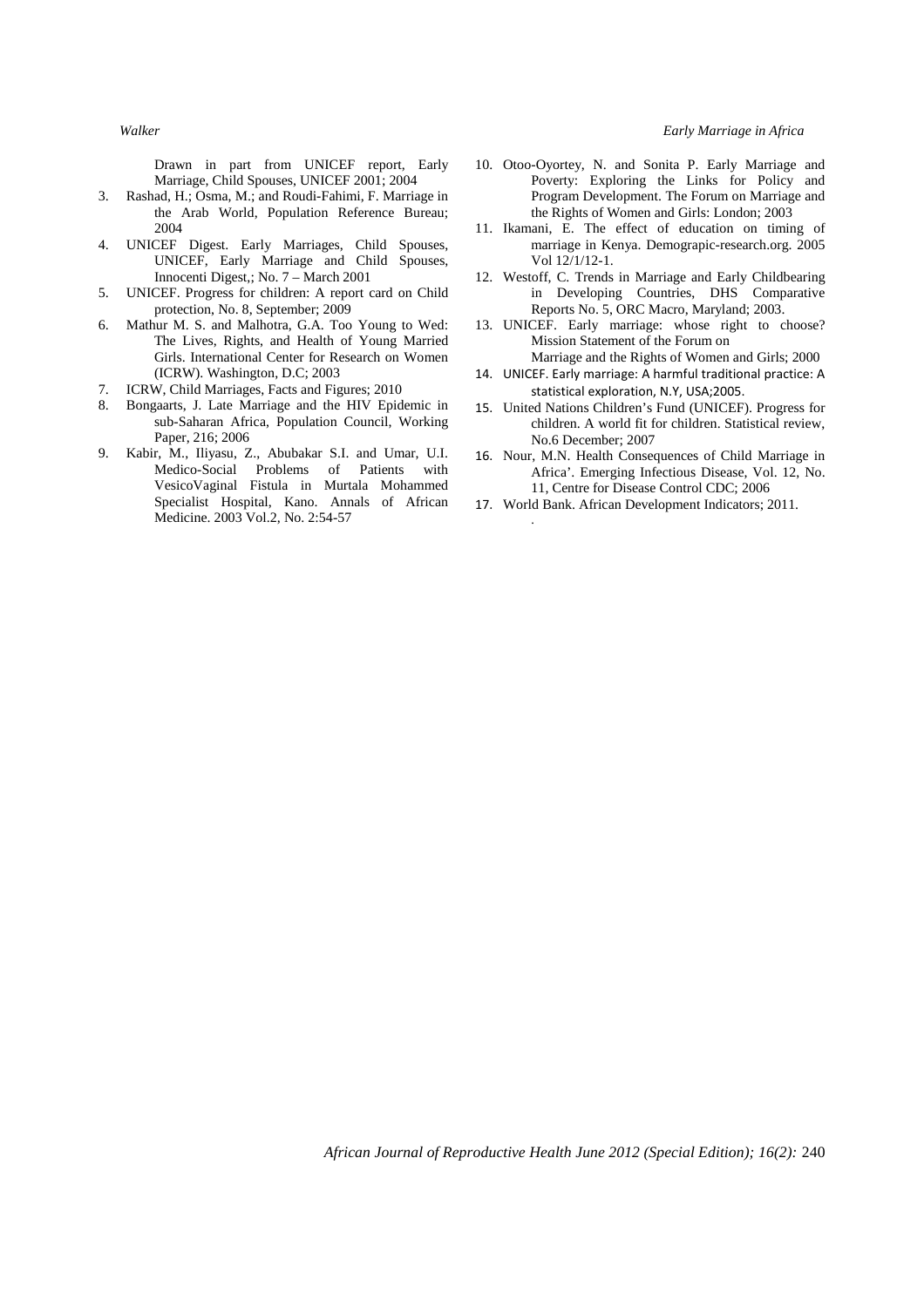Drawn in part from UNICEF report, Early Marriage, Child Spouses, UNICEF 2001; 2004

3. Rashad, H.; Osma, M.; and Roudi-Fahimi, F. Marriage in the Arab World, Population Reference Bureau; 2004
4. UNICEF Digest. Early Marriages, Child Spouses, UNICEF, Early Marriage and Child Spouses, Innocenti Digest,; No. 7 – March 2001
5. UNICEF. Progress for children: A report card on Child protection, No. 8, September; 2009
6. Mathur M. S. and Malhotra, G.A. Too Young to Wed: The Lives, Rights, and Health of Young Married Girls. International Center for Research on Women (ICRW). Washington, D.C; 2003
7. ICRW, Child Marriages, Facts and Figures; 2010
8. Bongaarts, J. Late Marriage and the HIV Epidemic in sub-Saharan Africa, Population Council, Working Paper, 216; 2006
9. Kabir, M., Iliyasu, Z., Abubakar S.I. and Umar, U.I. Medico-Social Problems of Patients with VesicoVaginal Fistula in Murtala Mohammed Specialist Hospital, Kano. Annals of African Medicine. 2003 Vol.2, No. 2:54-57
10. Otoo-Oyortey, N. and Sonita P. Early Marriage and Poverty: Exploring the Links for Policy and Program Development. The Forum on Marriage and the Rights of Women and Girls: London; 2003
11. Ikamani, E. The effect of education on timing of marriage in Kenya. Demograpic-research.org. 2005 Vol 12/1/12-1.
12. Westoff, C. Trends in Marriage and Early Childbearing in Developing Countries, DHS Comparative Reports No. 5, ORC Macro, Maryland; 2003.
13. UNICEF. Early marriage: whose right to choose? Mission Statement of the Forum on Marriage and the Rights of Women and Girls; 2000
14. UNICEF. Early marriage: A harmful traditional practice: A statistical exploration, N.Y, USA;2005.
15. United Nations Children's Fund (UNICEF). Progress for children. A world fit for children. Statistical review, No.6 December; 2007
16. Nour, M.N. Health Consequences of Child Marriage in Africa'. Emerging Infectious Disease, Vol. 12, No. 11, Centre for Disease Control CDC; 2006
17. World Bank. African Development Indicators; 2011.